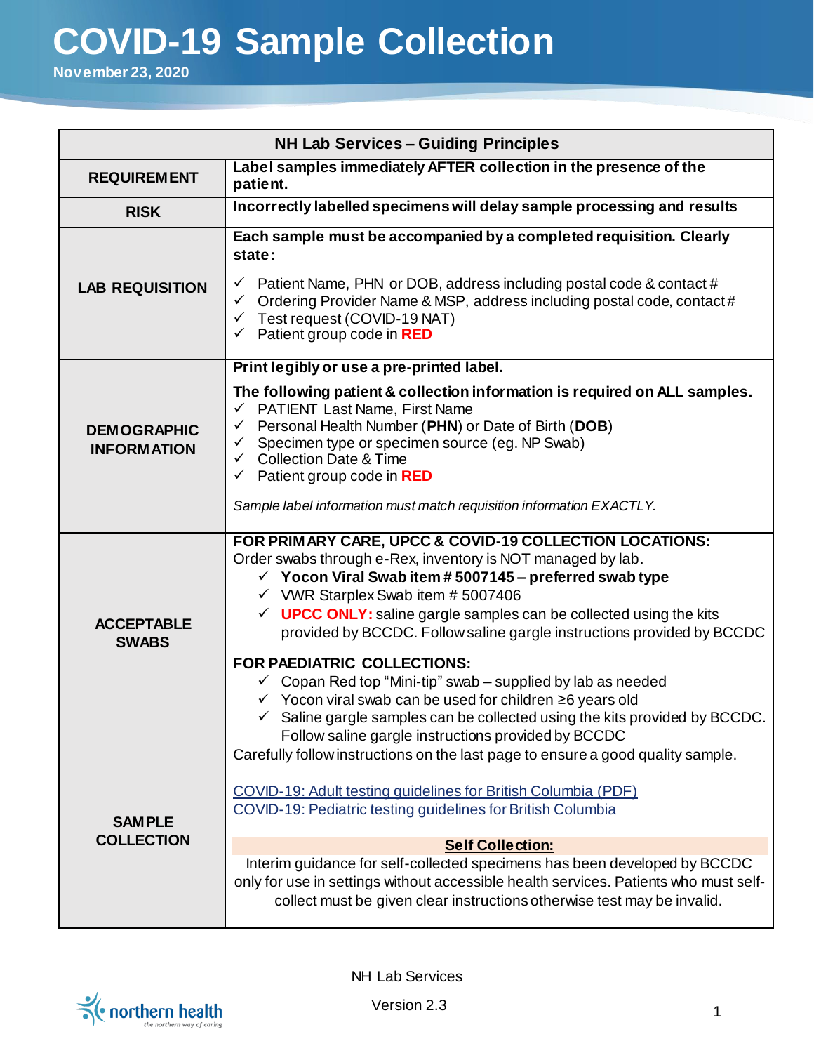# COVID-19 Sample Collection

**November 23, 2020**

| NH Lab Services – Guiding Principles | |
|---|---|
| **REQUIREMENT** | **Label samples immediately AFTER collection in the presence of the patient.** |
| **RISK** | **Incorrectly labelled specimens will delay sample processing and results** |
| **LAB REQUISITION** | **Each sample must be accompanied by a completed requisition. Clearly state:**<br>✓ Patient Name, PHN or DOB, address including postal code & contact #<br>✓ Ordering Provider Name & MSP, address including postal code, contact #<br>✓ Test request (COVID-19 NAT)<br>✓ Patient group code in **RED** |
| **DEMOGRAPHIC INFORMATION** | **Print legibly or use a pre-printed label.**<br>**The following patient & collection information is required on ALL samples.**<br>✓ PATIENT Last Name, First Name<br>✓ Personal Health Number (**PHN**) or Date of Birth (**DOB**)<br>✓ Specimen type or specimen source (eg. NP Swab)<br>✓ Collection Date & Time<br>✓ Patient group code in **RED**<br>*Sample label information must match requisition information EXACTLY.* |
| **ACCEPTABLE SWABS** | **FOR PRIMARY CARE, UPCC & COVID-19 COLLECTION LOCATIONS:**<br>Order swabs through e-Rex, inventory is NOT managed by lab.<br>✓ **Yocon Viral Swab item # 5007145 – preferred swab type**<br>✓ VWR Starplex Swab item # 5007406<br>✓ **UPCC ONLY:** saline gargle samples can be collected using the kits provided by BCCDC. Follow saline gargle instructions provided by BCCDC<br>**FOR PAEDIATRIC COLLECTIONS:**<br>✓ Copan Red top "Mini-tip" swab – supplied by lab as needed<br>✓ Yocon viral swab can be used for children ≥6 years old<br>✓ Saline gargle samples can be collected using the kits provided by BCCDC. Follow saline gargle instructions provided by BCCDC |
| **SAMPLE COLLECTION** | Carefully follow instructions on the last page to ensure a good quality sample.<br>COVID-19: Adult testing guidelines for British Columbia (PDF)<br>COVID-19: Pediatric testing guidelines for British Columbia<br>**Self Collection:**<br>Interim guidance for self-collected specimens has been developed by BCCDC only for use in settings without accessible health services. Patients who must self-collect must be given clear instructions otherwise test may be invalid. |

NH Lab Services

Version 2.3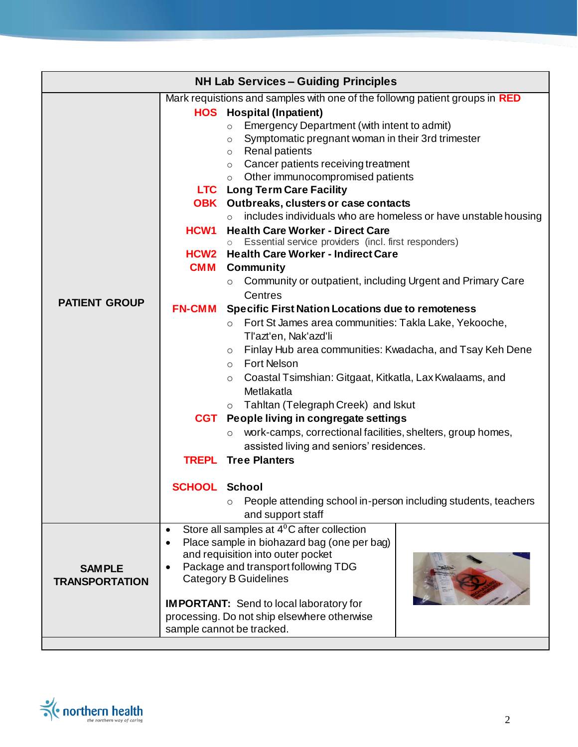## NH Lab Services – Guiding Principles

| | |
|---|---|
| **PATIENT GROUP** | Mark requistions and samples with one of the followng patient groups in **RED**<br><br>**HOS** **Hospital (Inpatient)**<br>◦ Emergency Department (with intent to admit)<br>◦ Symptomatic pregnant woman in their 3rd trimester<br>◦ Renal patients<br>◦ Cancer patients receiving treatment<br>◦ Other immunocompromised patients<br><br>**LTC** **Long Term Care Facility**<br><br>**OBK** **Outbreaks, clusters or case contacts**<br>◦ includes individuals who are homeless or have unstable housing<br><br>**HCW1** **Health Care Worker - Direct Care**<br>◦ Essential service providers (incl. first responders)<br><br>**HCW2** **Health Care Worker - Indirect Care**<br><br>**CMM** **Community**<br>◦ Community or outpatient, including Urgent and Primary Care Centres<br><br>**FN-CMM** **Specific First Nation Locations due to remoteness**<br>◦ Fort St James area communities: Takla Lake, Yekooche, Tl'azt'en, Nak'azd'li<br>◦ Finlay Hub area communities: Kwadacha, and Tsay Keh Dene<br>◦ Fort Nelson<br>◦ Coastal Tsimshian: Gitgaat, Kitkatla, Lax Kwalaams, and Metlakatla<br>◦ Tahltan (Telegraph Creek) and Iskut<br><br>**CGT** **People living in congregate settings**<br>◦ work-camps, correctional facilities, shelters, group homes, assisted living and seniors' residences.<br><br>**TREPL** **Tree Planters**<br><br>**SCHOOL** **School**<br>◦ People attending school in-person including students, teachers and support staff |
| **SAMPLE TRANSPORTATION** | • Store all samples at 4°C after collection<br>• Place sample in biohazard bag (one per bag) and requisition into outer pocket<br>• Package and transport following TDG Category B Guidelines<br><br>**IMPORTANT:** Send to local laboratory for processing. Do not ship elsewhere otherwise sample cannot be tracked. |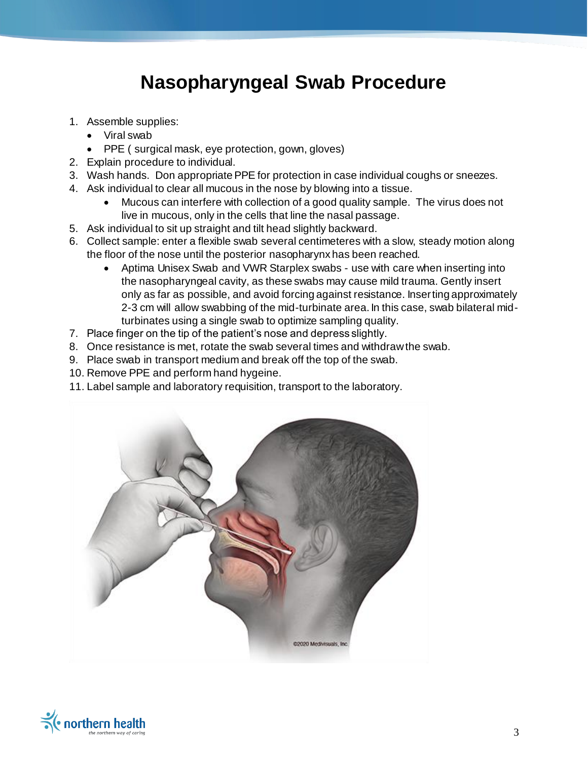# Nasopharyngeal Swab Procedure

1. Assemble supplies:
   - Viral swab
   - PPE ( surgical mask, eye protection, gown, gloves)
2. Explain procedure to individual.
3. Wash hands. Don appropriate PPE for protection in case individual coughs or sneezes.
4. Ask individual to clear all mucous in the nose by blowing into a tissue.
   - Mucous can interfere with collection of a good quality sample. The virus does not live in mucous, only in the cells that line the nasal passage.
5. Ask individual to sit up straight and tilt head slightly backward.
6. Collect sample: enter a flexible swab several centimeteres with a slow, steady motion along the floor of the nose until the posterior nasopharynx has been reached.
   - Aptima Unisex Swab and VWR Starplex swabs - use with care when inserting into the nasopharyngeal cavity, as these swabs may cause mild trauma. Gently insert only as far as possible, and avoid forcing against resistance. Inserting approximately 2-3 cm will allow swabbing of the mid-turbinate area. In this case, swab bilateral mid-turbinates using a single swab to optimize sampling quality.
7. Place finger on the tip of the patient's nose and depress slightly.
8. Once resistance is met, rotate the swab several times and withdraw the swab.
9. Place swab in transport medium and break off the top of the swab.
10. Remove PPE and perform hand hygeine.
11. Label sample and laboratory requisition, transport to the laboratory.

©2020 Medivisuals, Inc.